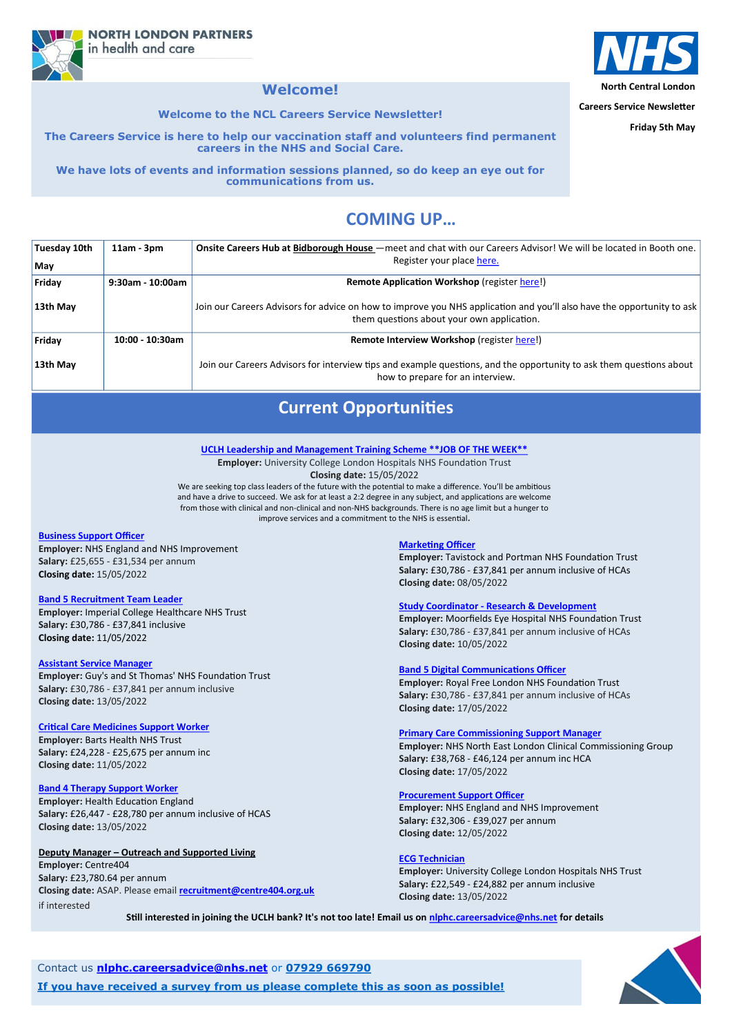NORTH LONDON PARTNERS in health and care

NHS North Central London

Careers Service Newsletter

Friday 5th May

## Welcome!

**Welcome to the NCL Careers Service Newsletter!**

**The Careers Service is here to help our vaccination staff and volunteers find permanent careers in the NHS and Social Care.**

**We have lots of events and information sessions planned, so do keep an eye out for communications from us.**

## COMING UP…

| | | |
|---|---|---|
| **Tuesday 10th May** | **11am - 3pm** | **Onsite Careers Hub at Bidborough House** —meet and chat with our Careers Advisor! We will be located in Booth one. Register your place here. |
| **Friday 13th May** | **9:30am - 10:00am** | **Remote Application Workshop** (register here!) Join our Careers Advisors for advice on how to improve you NHS application and you'll also have the opportunity to ask them questions about your own application. |
| **Friday 13th May** | **10:00 - 10:30am** | **Remote Interview Workshop** (register here!) Join our Careers Advisors for interview tips and example questions, and the opportunity to ask them questions about how to prepare for an interview. |

## Current Opportunities

**UCLH Leadership and Management Training Scheme \*\*JOB OF THE WEEK\*\***
**Employer:** University College London Hospitals NHS Foundation Trust
**Closing date:** 15/05/2022
We are seeking top class leaders of the future with the potential to make a difference. You'll be ambitious and have a drive to succeed. We ask for at least a 2:2 degree in any subject, and applications are welcome from those with clinical and non-clinical and non-NHS backgrounds. There is no age limit but a hunger to improve services and a commitment to the NHS is essential.

**Business Support Officer**
**Employer:** NHS England and NHS Improvement
**Salary:** £25,655 - £31,534 per annum
**Closing date:** 15/05/2022

**Band 5 Recruitment Team Leader**
**Employer:** Imperial College Healthcare NHS Trust
**Salary:** £30,786 - £37,841 inclusive
**Closing date:** 11/05/2022

**Assistant Service Manager**
**Employer:** Guy's and St Thomas' NHS Foundation Trust
**Salary:** £30,786 - £37,841 per annum inclusive
**Closing date:** 13/05/2022

**Critical Care Medicines Support Worker**
**Employer:** Barts Health NHS Trust
**Salary:** £24,228 - £25,675 per annum inc
**Closing date:** 11/05/2022

**Band 4 Therapy Support Worker**
**Employer:** Health Education England
**Salary:** £26,447 - £28,780 per annum inclusive of HCAS
**Closing date:** 13/05/2022

**Deputy Manager – Outreach and Supported Living**
**Employer:** Centre404
**Salary:** £23,780.64 per annum
**Closing date:** ASAP. Please email **recruitment@centre404.org.uk** if interested

**Marketing Officer**
**Employer:** Tavistock and Portman NHS Foundation Trust
**Salary:** £30,786 - £37,841 per annum inclusive of HCAs
**Closing date:** 08/05/2022

**Study Coordinator - Research & Development**
**Employer:** Moorfields Eye Hospital NHS Foundation Trust
**Salary:** £30,786 - £37,841 per annum inclusive of HCAs
**Closing date:** 10/05/2022

**Band 5 Digital Communications Officer**
**Employer:** Royal Free London NHS Foundation Trust
**Salary:** £30,786 - £37,841 per annum inclusive of HCAs
**Closing date:** 17/05/2022

**Primary Care Commissioning Support Manager**
**Employer:** NHS North East London Clinical Commissioning Group
**Salary:** £38,768 - £46,124 per annum inc HCA
**Closing date:** 17/05/2022

**Procurement Support Officer**
**Employer:** NHS England and NHS Improvement
**Salary:** £32,306 - £39,027 per annum
**Closing date:** 12/05/2022

**ECG Technician**
**Employer:** University College London Hospitals NHS Trust
**Salary:** £22,549 - £24,882 per annum inclusive
**Closing date:** 13/05/2022

**Still interested in joining the UCLH bank? It's not too late! Email us on nlphc.careersadvice@nhs.net for details**

Contact us **nlphc.careersadvice@nhs.net** or **07929 669790**

**If you have received a survey from us please complete this as soon as possible!**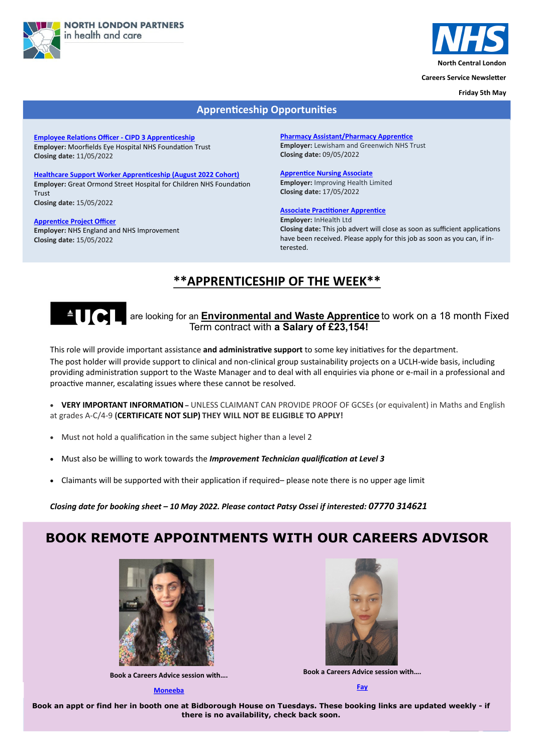NORTH LONDON PARTNERS in health and care

North Central London

Careers Service Newsletter

Friday 5th May

## Apprenticeship Opportunities

**Employee Relations Officer - CIPD 3 Apprenticeship**
**Employer:** Moorfields Eye Hospital NHS Foundation Trust
**Closing date:** 11/05/2022

**Healthcare Support Worker Apprenticeship (August 2022 Cohort)**
**Employer:** Great Ormond Street Hospital for Children NHS Foundation Trust
**Closing date:** 15/05/2022

**Apprentice Project Officer**
**Employer:** NHS England and NHS Improvement
**Closing date:** 15/05/2022

**Pharmacy Assistant/Pharmacy Apprentice**
**Employer:** Lewisham and Greenwich NHS Trust
**Closing date:** 09/05/2022

**Apprentice Nursing Associate**
**Employer:** Improving Health Limited
**Closing date:** 17/05/2022

**Associate Practitioner Apprentice**
**Employer:** InHealth Ltd
**Closing date:** This job advert will close as soon as sufficient applications have been received. Please apply for this job as soon as you can, if interested.

## **APPRENTICESHIP OF THE WEEK**

UCL are looking for an **Environmental and Waste Apprentice** to work on a 18 month Fixed Term contract with **a Salary of £23,154!**

This role will provide important assistance **and administrative support** to some key initiatives for the department.
The post holder will provide support to clinical and non-clinical group sustainability projects on a UCLH-wide basis, including providing administration support to the Waste Manager and to deal with all enquiries via phone or e-mail in a professional and proactive manner, escalating issues where these cannot be resolved.

- **VERY IMPORTANT INFORMATION** – UNLESS CLAIMANT CAN PROVIDE PROOF OF GCSEs (or equivalent) in Maths and English at grades A-C/4-9 **(CERTIFICATE NOT SLIP) THEY WILL NOT BE ELIGIBLE TO APPLY!**
- Must not hold a qualification in the same subject higher than a level 2
- Must also be willing to work towards the ***Improvement Technician qualification at Level 3***
- Claimants will be supported with their application if required– please note there is no upper age limit

***Closing date for booking sheet – 10 May 2022. Please contact Patsy Ossei if interested: 07770 314621***

## BOOK REMOTE APPOINTMENTS WITH OUR CAREERS ADVISOR

**Book a Careers Advice session with….**

**Moneeba**

**Book a Careers Advice session with….**

**Fay**

**Book an appt or find her in booth one at Bidborough House on Tuesdays. These booking links are updated weekly - if there is no availability, check back soon.**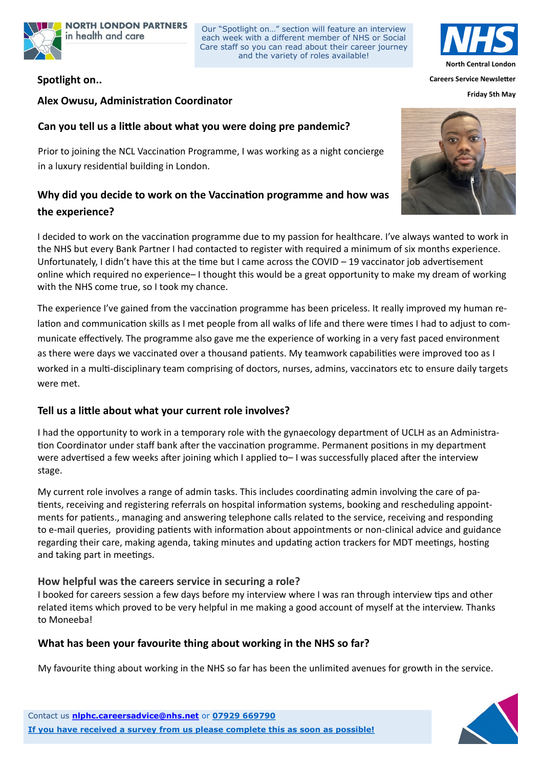NORTH LONDON PARTNERS in health and care

Our "Spotlight on…" section will feature an interview each week with a different member of NHS or Social Care staff so you can read about their career journey and the variety of roles available!

North Central London

Careers Service Newsletter

Friday 5th May

## Spotlight on..

## Alex Owusu, Administration Coordinator

### Can you tell us a little about what you were doing pre pandemic?

Prior to joining the NCL Vaccination Programme, I was working as a night concierge in a luxury residential building in London.

### Why did you decide to work on the Vaccination programme and how was the experience?

I decided to work on the vaccination programme due to my passion for healthcare. I've always wanted to work in the NHS but every Bank Partner I had contacted to register with required a minimum of six months experience. Unfortunately, I didn't have this at the time but I came across the COVID – 19 vaccinator job advertisement online which required no experience– I thought this would be a great opportunity to make my dream of working with the NHS come true, so I took my chance.

The experience I've gained from the vaccination programme has been priceless. It really improved my human relation and communication skills as I met people from all walks of life and there were times I had to adjust to communicate effectively. The programme also gave me the experience of working in a very fast paced environment as there were days we vaccinated over a thousand patients. My teamwork capabilities were improved too as I worked in a multi-disciplinary team comprising of doctors, nurses, admins, vaccinators etc to ensure daily targets were met.

### Tell us a little about what your current role involves?

I had the opportunity to work in a temporary role with the gynaecology department of UCLH as an Administration Coordinator under staff bank after the vaccination programme. Permanent positions in my department were advertised a few weeks after joining which I applied to– I was successfully placed after the interview stage.

My current role involves a range of admin tasks. This includes coordinating admin involving the care of patients, receiving and registering referrals on hospital information systems, booking and rescheduling appointments for patients., managing and answering telephone calls related to the service, receiving and responding to e-mail queries, providing patients with information about appointments or non-clinical advice and guidance regarding their care, making agenda, taking minutes and updating action trackers for MDT meetings, hosting and taking part in meetings.

### How helpful was the careers service in securing a role?

I booked for careers session a few days before my interview where I was ran through interview tips and other related items which proved to be very helpful in me making a good account of myself at the interview. Thanks to Moneeba!

### What has been your favourite thing about working in the NHS so far?

My favourite thing about working in the NHS so far has been the unlimited avenues for growth in the service.

Contact us **nlphc.careersadvice@nhs.net** or **07929 669790**

**If you have received a survey from us please complete this as soon as possible!**